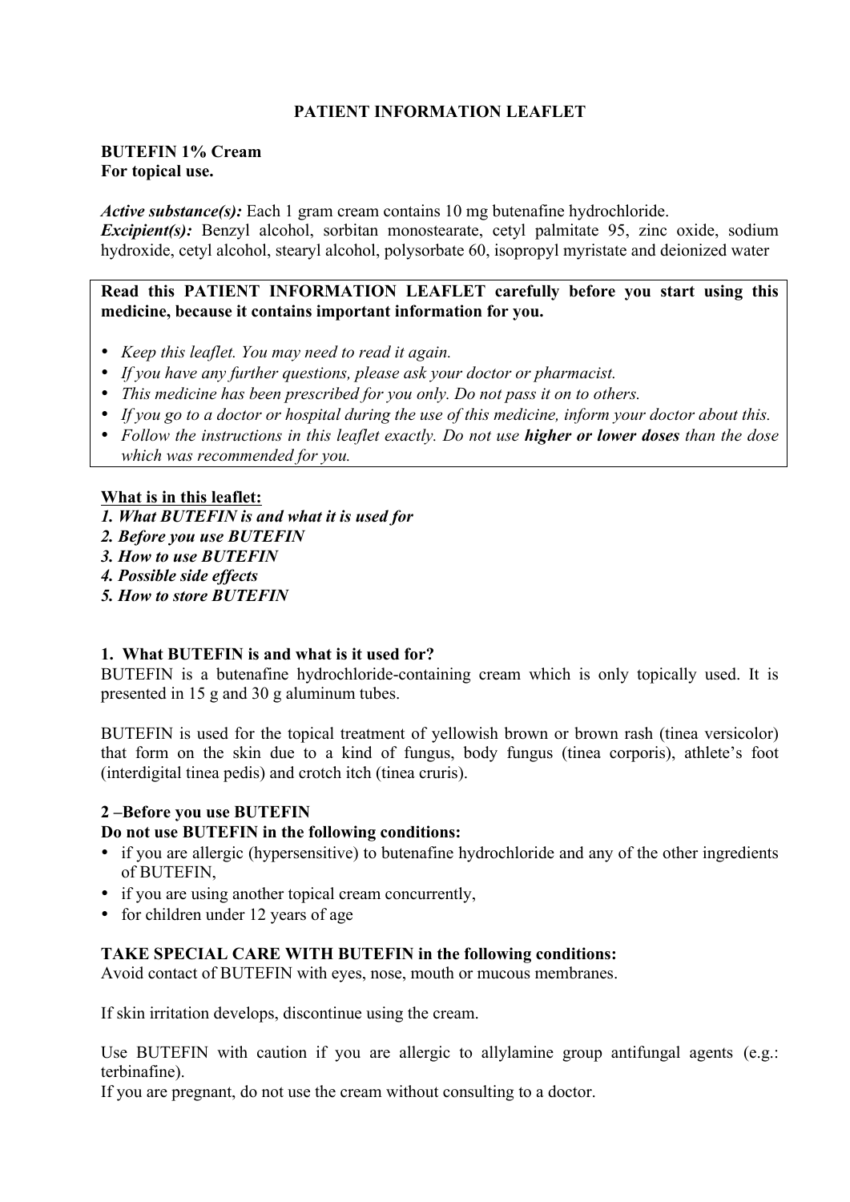# PATIENT INFORMATION LEAFLET

**BUTEFIN 1% Cream**
**For topical use.**

***Active substance(s):*** Each 1 gram cream contains 10 mg butenafine hydrochloride.
***Excipient(s):*** Benzyl alcohol, sorbitan monostearate, cetyl palmitate 95, zinc oxide, sodium hydroxide, cetyl alcohol, stearyl alcohol, polysorbate 60, isopropyl myristate and deionized water

**Read this PATIENT INFORMATION LEAFLET carefully before you start using this medicine, because it contains important information for you.**

- *Keep this leaflet. You may need to read it again.*
- *If you have any further questions, please ask your doctor or pharmacist.*
- *This medicine has been prescribed for you only. Do not pass it on to others.*
- *If you go to a doctor or hospital during the use of this medicine, inform your doctor about this.*
- *Follow the instructions in this leaflet exactly. Do not use* ***higher or lower doses*** *than the dose which was recommended for you.*

**What is in this leaflet:**
***1. What BUTEFIN is and what it is used for***
***2. Before you use BUTEFIN***
***3. How to use BUTEFIN***
***4. Possible side effects***
***5. How to store BUTEFIN***

## 1. What BUTEFIN is and what is it used for?

BUTEFIN is a butenafine hydrochloride-containing cream which is only topically used. It is presented in 15 g and 30 g aluminum tubes.

BUTEFIN is used for the topical treatment of yellowish brown or brown rash (tinea versicolor) that form on the skin due to a kind of fungus, body fungus (tinea corporis), athlete's foot (interdigital tinea pedis) and crotch itch (tinea cruris).

## 2 –Before you use BUTEFIN

**Do not use BUTEFIN in the following conditions:**

- if you are allergic (hypersensitive) to butenafine hydrochloride and any of the other ingredients of BUTEFIN,
- if you are using another topical cream concurrently,
- for children under 12 years of age

**TAKE SPECIAL CARE WITH BUTEFIN in the following conditions:**
Avoid contact of BUTEFIN with eyes, nose, mouth or mucous membranes.

If skin irritation develops, discontinue using the cream.

Use BUTEFIN with caution if you are allergic to allylamine group antifungal agents (e.g.: terbinafine).
If you are pregnant, do not use the cream without consulting to a doctor.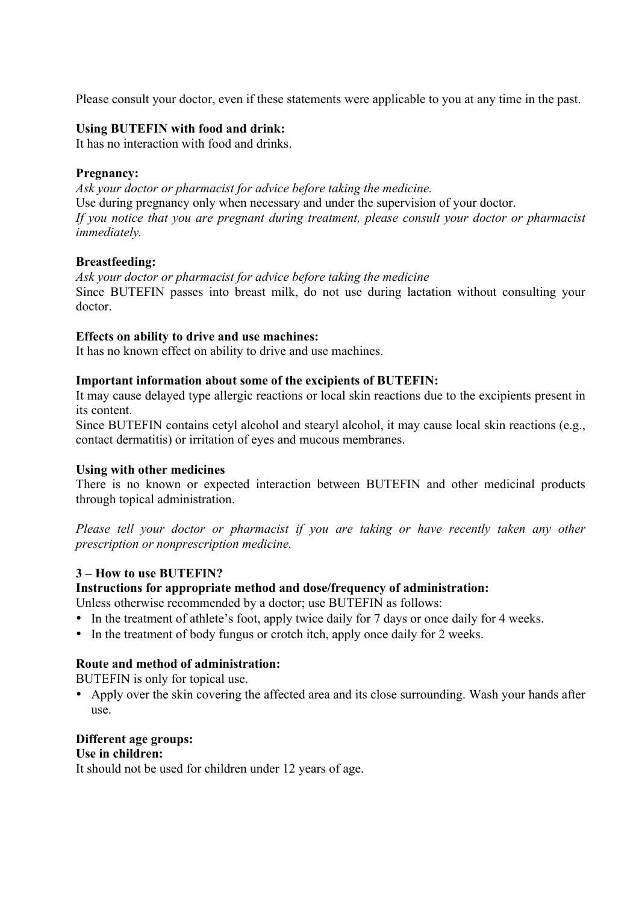Please consult your doctor, even if these statements were applicable to you at any time in the past.

**Using BUTEFIN with food and drink:**
It has no interaction with food and drinks.

**Pregnancy:**
*Ask your doctor or pharmacist for advice before taking the medicine.*
Use during pregnancy only when necessary and under the supervision of your doctor.
*If you notice that you are pregnant during treatment, please consult your doctor or pharmacist immediately.*

**Breastfeeding:**
*Ask your doctor or pharmacist for advice before taking the medicine*
Since BUTEFIN passes into breast milk, do not use during lactation without consulting your doctor.

**Effects on ability to drive and use machines:**
It has no known effect on ability to drive and use machines.

**Important information about some of the excipients of BUTEFIN:**
It may cause delayed type allergic reactions or local skin reactions due to the excipients present in its content.
Since BUTEFIN contains cetyl alcohol and stearyl alcohol, it may cause local skin reactions (e.g., contact dermatitis) or irritation of eyes and mucous membranes.

**Using with other medicines**
There is no known or expected interaction between BUTEFIN and other medicinal products through topical administration.

*Please tell your doctor or pharmacist if you are taking or have recently taken any other prescription or nonprescription medicine.*

**3 – How to use BUTEFIN?**

**Instructions for appropriate method and dose/frequency of administration:**
Unless otherwise recommended by a doctor; use BUTEFIN as follows:

- In the treatment of athlete's foot, apply twice daily for 7 days or once daily for 4 weeks.
- In the treatment of body fungus or crotch itch, apply once daily for 2 weeks.

**Route and method of administration:**
BUTEFIN is only for topical use.

- Apply over the skin covering the affected area and its close surrounding. Wash your hands after use.

**Different age groups:**

**Use in children:**
It should not be used for children under 12 years of age.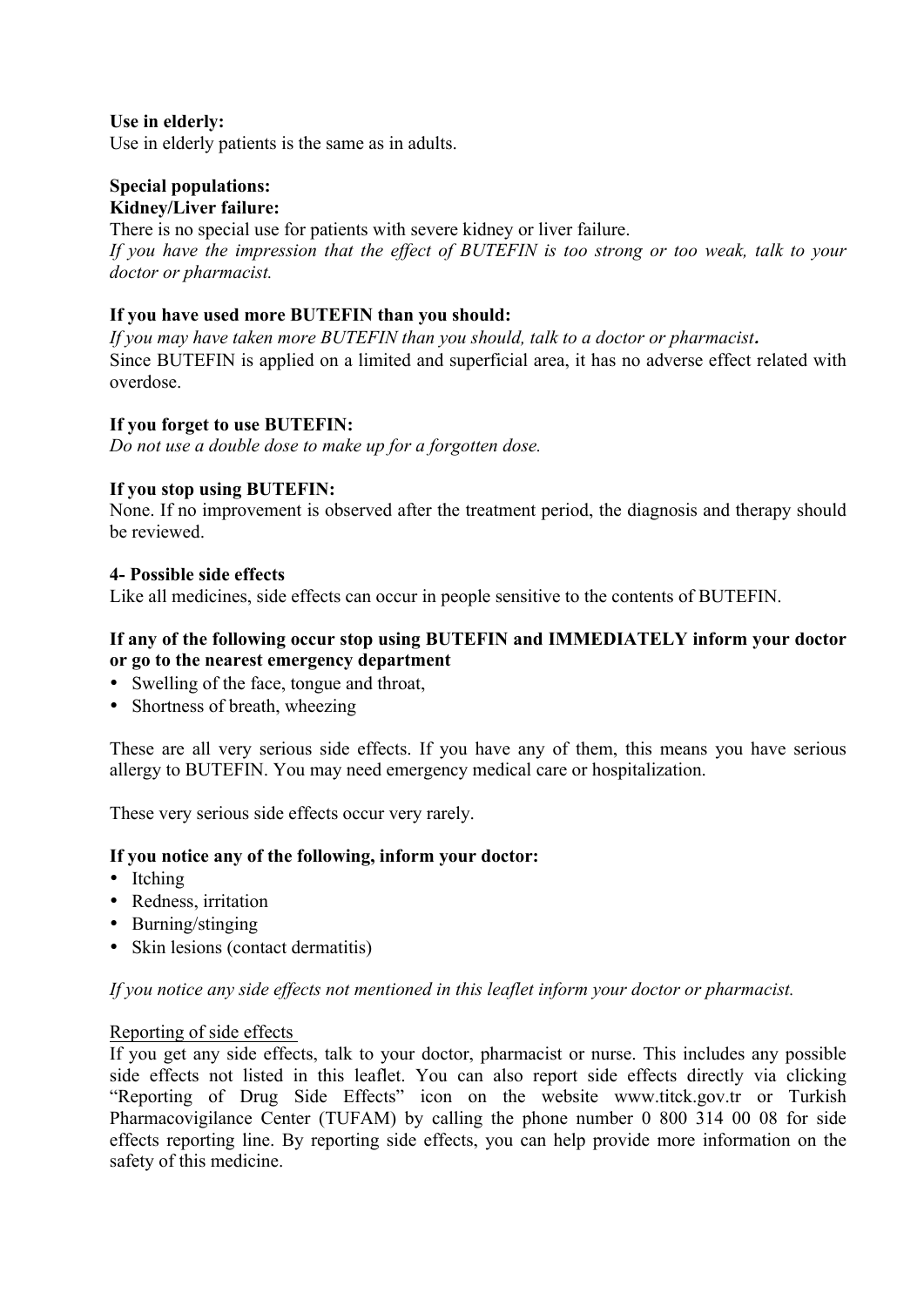**Use in elderly:**
Use in elderly patients is the same as in adults.

**Special populations:**
**Kidney/Liver failure:**
There is no special use for patients with severe kidney or liver failure.
*If you have the impression that the effect of BUTEFIN is too strong or too weak, talk to your doctor or pharmacist.*

**If you have used more BUTEFIN than you should:**
*If you may have taken more BUTEFIN than you should, talk to a doctor or pharmacist.*
Since BUTEFIN is applied on a limited and superficial area, it has no adverse effect related with overdose.

**If you forget to use BUTEFIN:**
*Do not use a double dose to make up for a forgotten dose.*

**If you stop using BUTEFIN:**
None. If no improvement is observed after the treatment period, the diagnosis and therapy should be reviewed.

**4- Possible side effects**
Like all medicines, side effects can occur in people sensitive to the contents of BUTEFIN.

**If any of the following occur stop using BUTEFIN and IMMEDIATELY inform your doctor or go to the nearest emergency department**

- Swelling of the face, tongue and throat,
- Shortness of breath, wheezing

These are all very serious side effects. If you have any of them, this means you have serious allergy to BUTEFIN. You may need emergency medical care or hospitalization.

These very serious side effects occur very rarely.

**If you notice any of the following, inform your doctor:**

- Itching
- Redness, irritation
- Burning/stinging
- Skin lesions (contact dermatitis)

*If you notice any side effects not mentioned in this leaflet inform your doctor or pharmacist.*

Reporting of side effects
If you get any side effects, talk to your doctor, pharmacist or nurse. This includes any possible side effects not listed in this leaflet. You can also report side effects directly via clicking "Reporting of Drug Side Effects" icon on the website www.titck.gov.tr or Turkish Pharmacovigilance Center (TUFAM) by calling the phone number 0 800 314 00 08 for side effects reporting line. By reporting side effects, you can help provide more information on the safety of this medicine.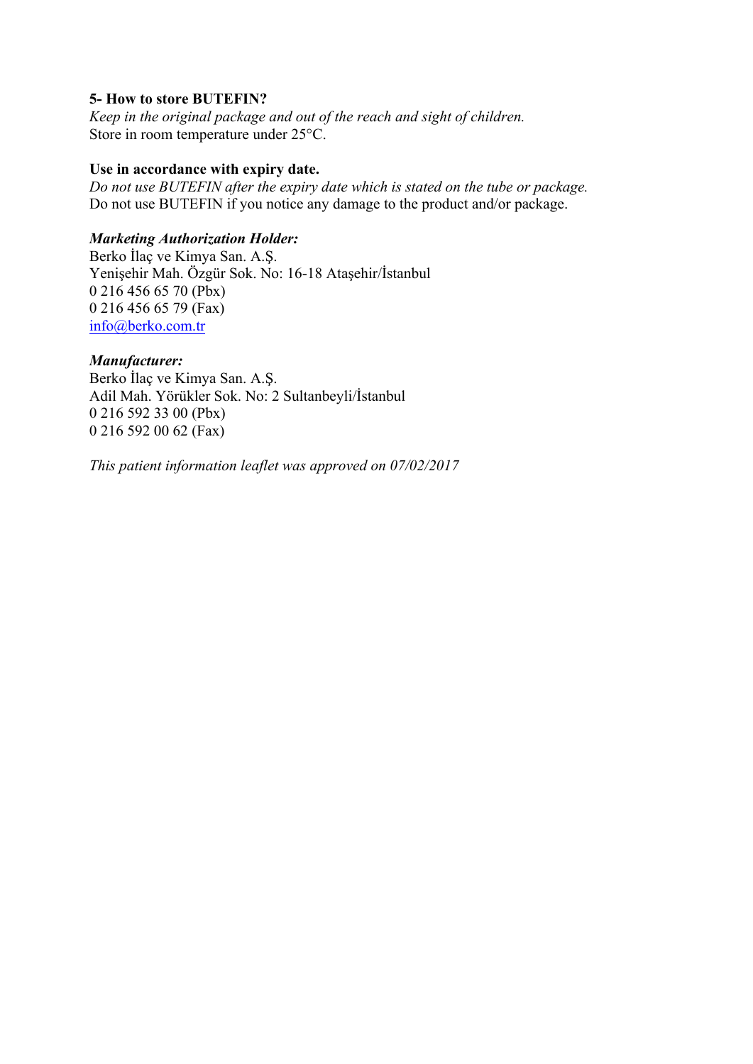**5- How to store BUTEFIN?**

*Keep in the original package and out of the reach and sight of children.*
Store in room temperature under 25°C.

**Use in accordance with expiry date.**

*Do not use BUTEFIN after the expiry date which is stated on the tube or package.*
Do not use BUTEFIN if you notice any damage to the product and/or package.

***Marketing Authorization Holder:***
Berko İlaç ve Kimya San. A.Ş.
Yenişehir Mah. Özgür Sok. No: 16-18 Ataşehir/İstanbul
0 216 456 65 70 (Pbx)
0 216 456 65 79 (Fax)
info@berko.com.tr

***Manufacturer:***
Berko İlaç ve Kimya San. A.Ş.
Adil Mah. Yörükler Sok. No: 2 Sultanbeyli/İstanbul
0 216 592 33 00 (Pbx)
0 216 592 00 62 (Fax)

*This patient information leaflet was approved on 07/02/2017*